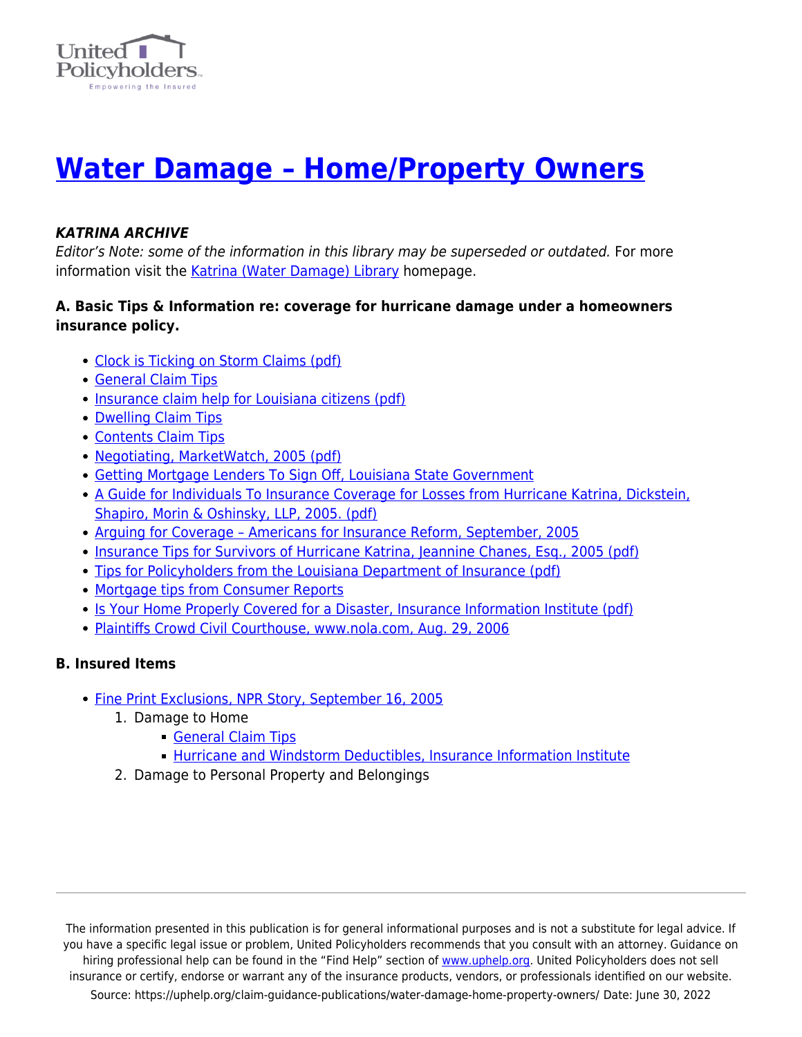# Water Damage – Home/Property Owners

***KATRINA ARCHIVE***
*Editor's Note: some of the information in this library may be superseded or outdated.* For more information visit the Katrina (Water Damage) Library homepage.

**A. Basic Tips & Information re: coverage for hurricane damage under a homeowners insurance policy.**

- Clock is Ticking on Storm Claims (pdf)
- General Claim Tips
- Insurance claim help for Louisiana citizens (pdf)
- Dwelling Claim Tips
- Contents Claim Tips
- Negotiating, MarketWatch, 2005 (pdf)
- Getting Mortgage Lenders To Sign Off, Louisiana State Government
- A Guide for Individuals To Insurance Coverage for Losses from Hurricane Katrina, Dickstein, Shapiro, Morin & Oshinsky, LLP, 2005. (pdf)
- Arguing for Coverage – Americans for Insurance Reform, September, 2005
- Insurance Tips for Survivors of Hurricane Katrina, Jeannine Chanes, Esq., 2005 (pdf)
- Tips for Policyholders from the Louisiana Department of Insurance (pdf)
- Mortgage tips from Consumer Reports
- Is Your Home Properly Covered for a Disaster, Insurance Information Institute (pdf)
- Plaintiffs Crowd Civil Courthouse, www.nola.com, Aug. 29, 2006

**B. Insured Items**

- Fine Print Exclusions, NPR Story, September 16, 2005
  1. Damage to Home
     - General Claim Tips
     - Hurricane and Windstorm Deductibles, Insurance Information Institute
  2. Damage to Personal Property and Belongings

The information presented in this publication is for general informational purposes and is not a substitute for legal advice. If you have a specific legal issue or problem, United Policyholders recommends that you consult with an attorney. Guidance on hiring professional help can be found in the "Find Help" section of www.uphelp.org. United Policyholders does not sell insurance or certify, endorse or warrant any of the insurance products, vendors, or professionals identified on our website.
Source: https://uphelp.org/claim-guidance-publications/water-damage-home-property-owners/ Date: June 30, 2022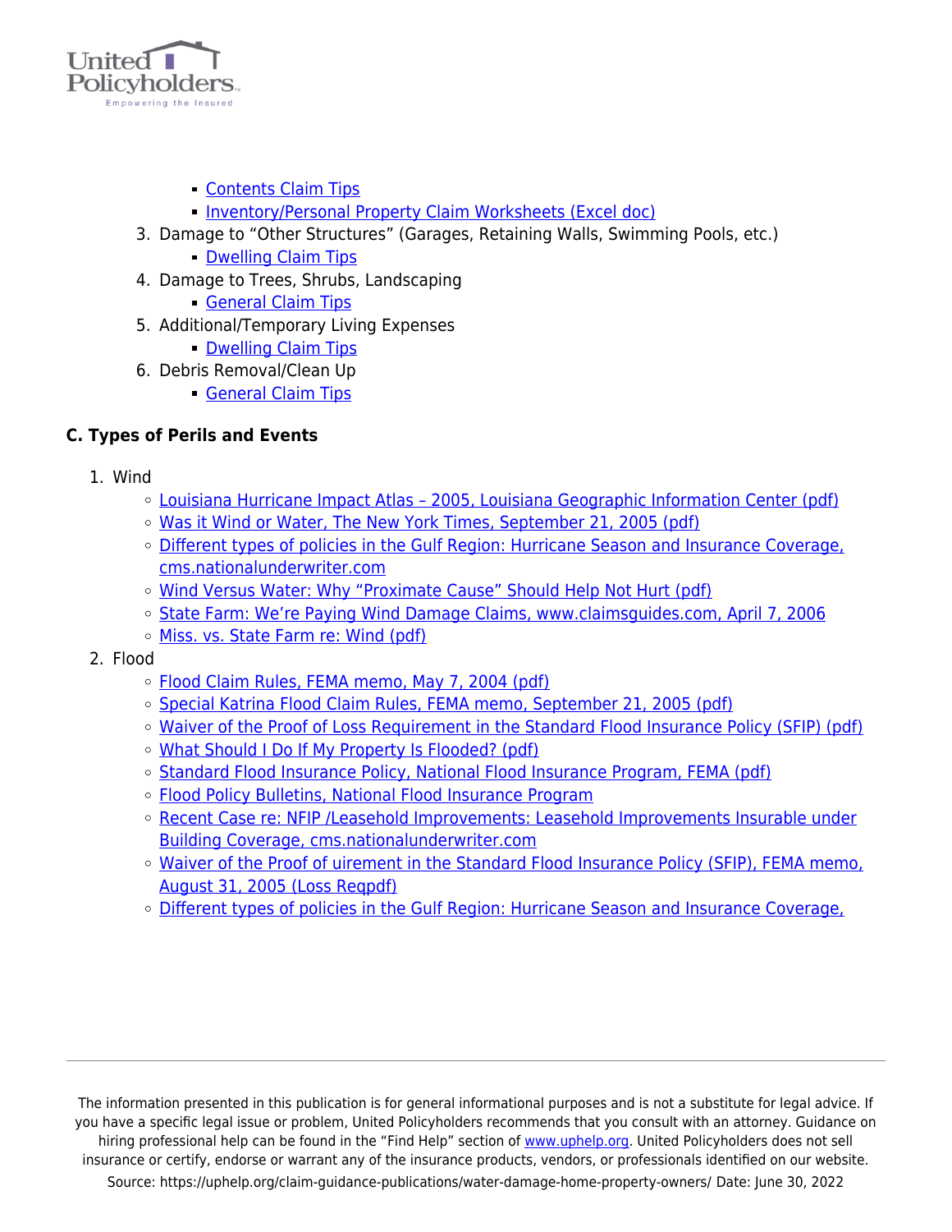- Contents Claim Tips
  - Inventory/Personal Property Claim Worksheets (Excel doc)

3. Damage to “Other Structures” (Garages, Retaining Walls, Swimming Pools, etc.)
   - Dwelling Claim Tips
4. Damage to Trees, Shrubs, Landscaping
   - General Claim Tips
5. Additional/Temporary Living Expenses
   - Dwelling Claim Tips
6. Debris Removal/Clean Up
   - General Claim Tips

**C. Types of Perils and Events**

1. Wind
   - Louisiana Hurricane Impact Atlas – 2005, Louisiana Geographic Information Center (pdf)
   - Was it Wind or Water, The New York Times, September 21, 2005 (pdf)
   - Different types of policies in the Gulf Region: Hurricane Season and Insurance Coverage, cms.nationalunderwriter.com
   - Wind Versus Water: Why “Proximate Cause” Should Help Not Hurt (pdf)
   - State Farm: We’re Paying Wind Damage Claims, www.claimsguides.com, April 7, 2006
   - Miss. vs. State Farm re: Wind (pdf)
2. Flood
   - Flood Claim Rules, FEMA memo, May 7, 2004 (pdf)
   - Special Katrina Flood Claim Rules, FEMA memo, September 21, 2005 (pdf)
   - Waiver of the Proof of Loss Requirement in the Standard Flood Insurance Policy (SFIP) (pdf)
   - What Should I Do If My Property Is Flooded? (pdf)
   - Standard Flood Insurance Policy, National Flood Insurance Program, FEMA (pdf)
   - Flood Policy Bulletins, National Flood Insurance Program
   - Recent Case re: NFIP /Leasehold Improvements: Leasehold Improvements Insurable under Building Coverage, cms.nationalunderwriter.com
   - Waiver of the Proof of uirement in the Standard Flood Insurance Policy (SFIP), FEMA memo, August 31, 2005 (Loss Reqpdf)
   - Different types of policies in the Gulf Region: Hurricane Season and Insurance Coverage,

The information presented in this publication is for general informational purposes and is not a substitute for legal advice. If you have a specific legal issue or problem, United Policyholders recommends that you consult with an attorney. Guidance on hiring professional help can be found in the “Find Help” section of www.uphelp.org. United Policyholders does not sell insurance or certify, endorse or warrant any of the insurance products, vendors, or professionals identified on our website.
Source: https://uphelp.org/claim-guidance-publications/water-damage-home-property-owners/ Date: June 30, 2022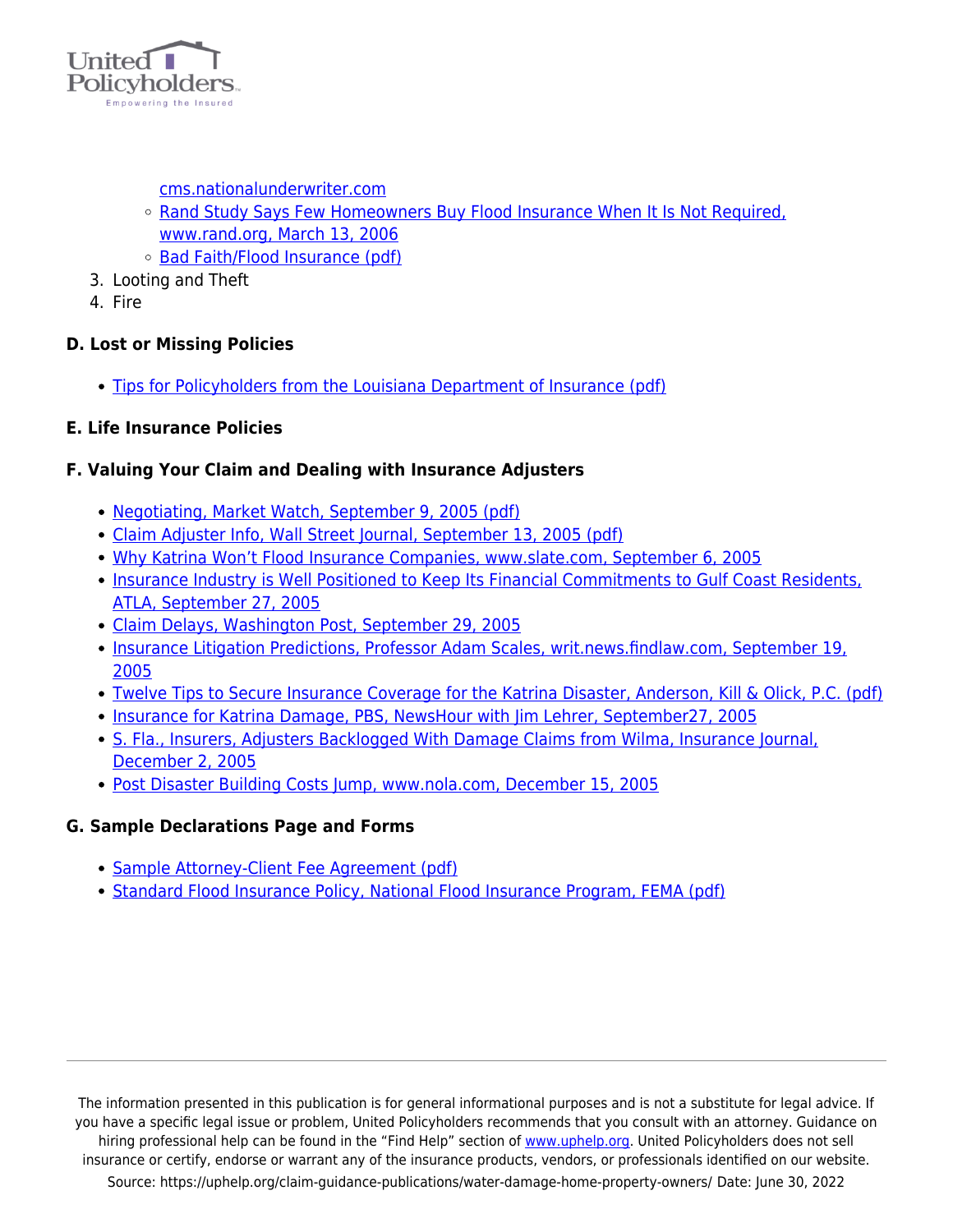cms.nationalunderwriter.com
    - Rand Study Says Few Homeowners Buy Flood Insurance When It Is Not Required, www.rand.org, March 13, 2006
    - Bad Faith/Flood Insurance (pdf)
3. Looting and Theft
4. Fire

**D. Lost or Missing Policies**

- Tips for Policyholders from the Louisiana Department of Insurance (pdf)

**E. Life Insurance Policies**

**F. Valuing Your Claim and Dealing with Insurance Adjusters**

- Negotiating, Market Watch, September 9, 2005 (pdf)
- Claim Adjuster Info, Wall Street Journal, September 13, 2005 (pdf)
- Why Katrina Won't Flood Insurance Companies, www.slate.com, September 6, 2005
- Insurance Industry is Well Positioned to Keep Its Financial Commitments to Gulf Coast Residents, ATLA, September 27, 2005
- Claim Delays, Washington Post, September 29, 2005
- Insurance Litigation Predictions, Professor Adam Scales, writ.news.findlaw.com, September 19, 2005
- Twelve Tips to Secure Insurance Coverage for the Katrina Disaster, Anderson, Kill & Olick, P.C. (pdf)
- Insurance for Katrina Damage, PBS, NewsHour with Jim Lehrer, September27, 2005
- S. Fla., Insurers, Adjusters Backlogged With Damage Claims from Wilma, Insurance Journal, December 2, 2005
- Post Disaster Building Costs Jump, www.nola.com, December 15, 2005

**G. Sample Declarations Page and Forms**

- Sample Attorney-Client Fee Agreement (pdf)
- Standard Flood Insurance Policy, National Flood Insurance Program, FEMA (pdf)